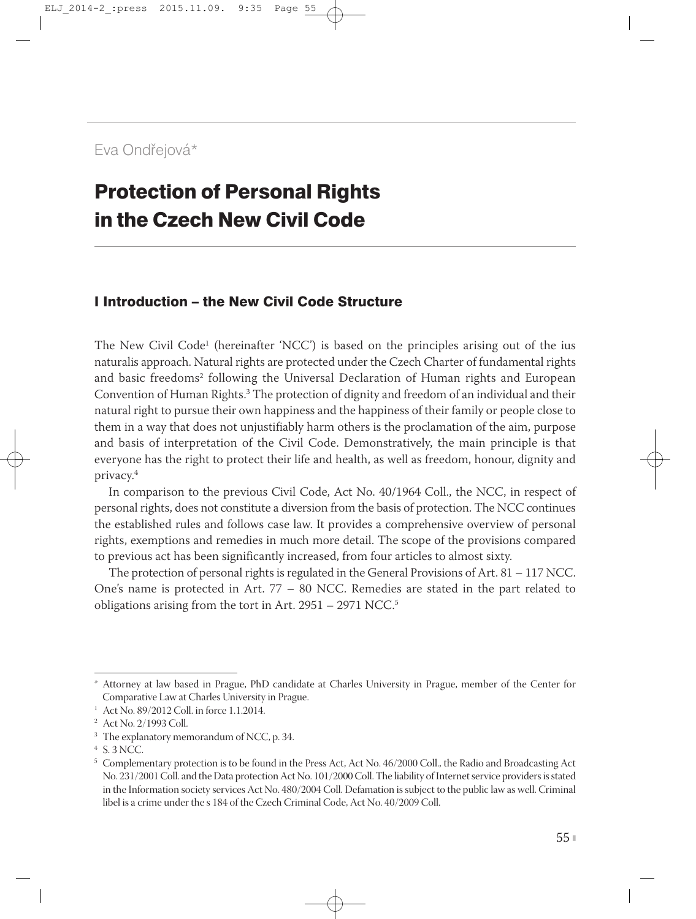Eva Ondřejová*

# Protection of Personal Rights in the Czech New Civil Code

## I Introduction – the New Civil Code Structure

The New Civil Code[1] (hereinafter 'NCC') is based on the principles arising out of the ius naturalis approach. Natural rights are protected under the Czech Charter of fundamental rights and basic freedoms[2] following the Universal Declaration of Human rights and European Convention of Human Rights.[3] The protection of dignity and freedom of an individual and their natural right to pursue their own happiness and the happiness of their family or people close to them in a way that does not unjustifiably harm others is the proclamation of the aim, purpose and basis of interpretation of the Civil Code. Demonstratively, the main principle is that everyone has the right to protect their life and health, as well as freedom, honour, dignity and privacy.[4]

In comparison to the previous Civil Code, Act No. 40/1964 Coll., the NCC, in respect of personal rights, does not constitute a diversion from the basis of protection. The NCC continues the established rules and follows case law. It provides a comprehensive overview of personal rights, exemptions and remedies in much more detail. The scope of the provisions compared to previous act has been significantly increased, from four articles to almost sixty.

The protection of personal rights is regulated in the General Provisions of Art. 81 – 117 NCC. One's name is protected in Art. 77 – 80 NCC. Remedies are stated in the part related to obligations arising from the tort in Art. 2951 – 2971 NCC.[5]

---

\* Attorney at law based in Prague, PhD candidate at Charles University in Prague, member of the Center for Comparative Law at Charles University in Prague.

[1] Act No. 89/2012 Coll. in force 1.1.2014.

[2] Act No. 2/1993 Coll.

[3] The explanatory memorandum of NCC, p. 34.

[4] S. 3 NCC.

[5] Complementary protection is to be found in the Press Act, Act No. 46/2000 Coll., the Radio and Broadcasting Act No. 231/2001 Coll. and the Data protection Act No. 101/2000 Coll. The liability of Internet service providers is stated in the Information society services Act No. 480/2004 Coll. Defamation is subject to the public law as well. Criminal libel is a crime under the s 184 of the Czech Criminal Code, Act No. 40/2009 Coll.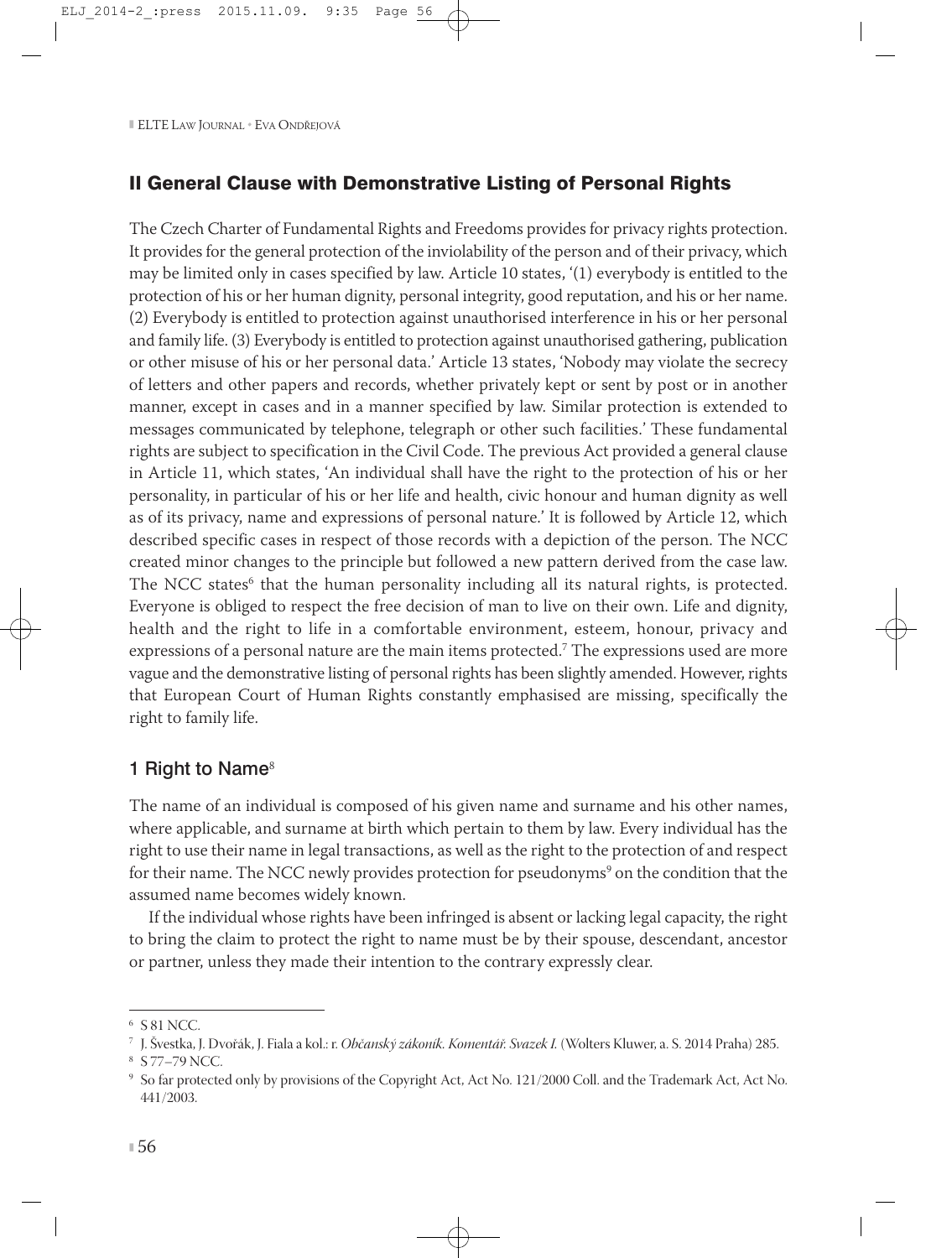## II General Clause with Demonstrative Listing of Personal Rights

The Czech Charter of Fundamental Rights and Freedoms provides for privacy rights protection. It provides for the general protection of the inviolability of the person and of their privacy, which may be limited only in cases specified by law. Article 10 states, '(1) everybody is entitled to the protection of his or her human dignity, personal integrity, good reputation, and his or her name. (2) Everybody is entitled to protection against unauthorised interference in his or her personal and family life. (3) Everybody is entitled to protection against unauthorised gathering, publication or other misuse of his or her personal data.' Article 13 states, 'Nobody may violate the secrecy of letters and other papers and records, whether privately kept or sent by post or in another manner, except in cases and in a manner specified by law. Similar protection is extended to messages communicated by telephone, telegraph or other such facilities.' These fundamental rights are subject to specification in the Civil Code. The previous Act provided a general clause in Article 11, which states, 'An individual shall have the right to the protection of his or her personality, in particular of his or her life and health, civic honour and human dignity as well as of its privacy, name and expressions of personal nature.' It is followed by Article 12, which described specific cases in respect of those records with a depiction of the person. The NCC created minor changes to the principle but followed a new pattern derived from the case law. The NCC states[6] that the human personality including all its natural rights, is protected. Everyone is obliged to respect the free decision of man to live on their own. Life and dignity, health and the right to life in a comfortable environment, esteem, honour, privacy and expressions of a personal nature are the main items protected.[7] The expressions used are more vague and the demonstrative listing of personal rights has been slightly amended. However, rights that European Court of Human Rights constantly emphasised are missing, specifically the right to family life.

### 1 Right to Name[8]

The name of an individual is composed of his given name and surname and his other names, where applicable, and surname at birth which pertain to them by law. Every individual has the right to use their name in legal transactions, as well as the right to the protection of and respect for their name. The NCC newly provides protection for pseudonyms[9] on the condition that the assumed name becomes widely known.

If the individual whose rights have been infringed is absent or lacking legal capacity, the right to bring the claim to protect the right to name must be by their spouse, descendant, ancestor or partner, unless they made their intention to the contrary expressly clear.

---

[6] S 81 NCC.

[7] J. Švestka, J. Dvořák, J. Fiala a kol.: r. *Občanský zákoník. Komentář. Svazek I.* (Wolters Kluwer, a. S. 2014 Praha) 285.

[8] S 77–79 NCC.

[9] So far protected only by provisions of the Copyright Act, Act No. 121/2000 Coll. and the Trademark Act, Act No. 441/2003.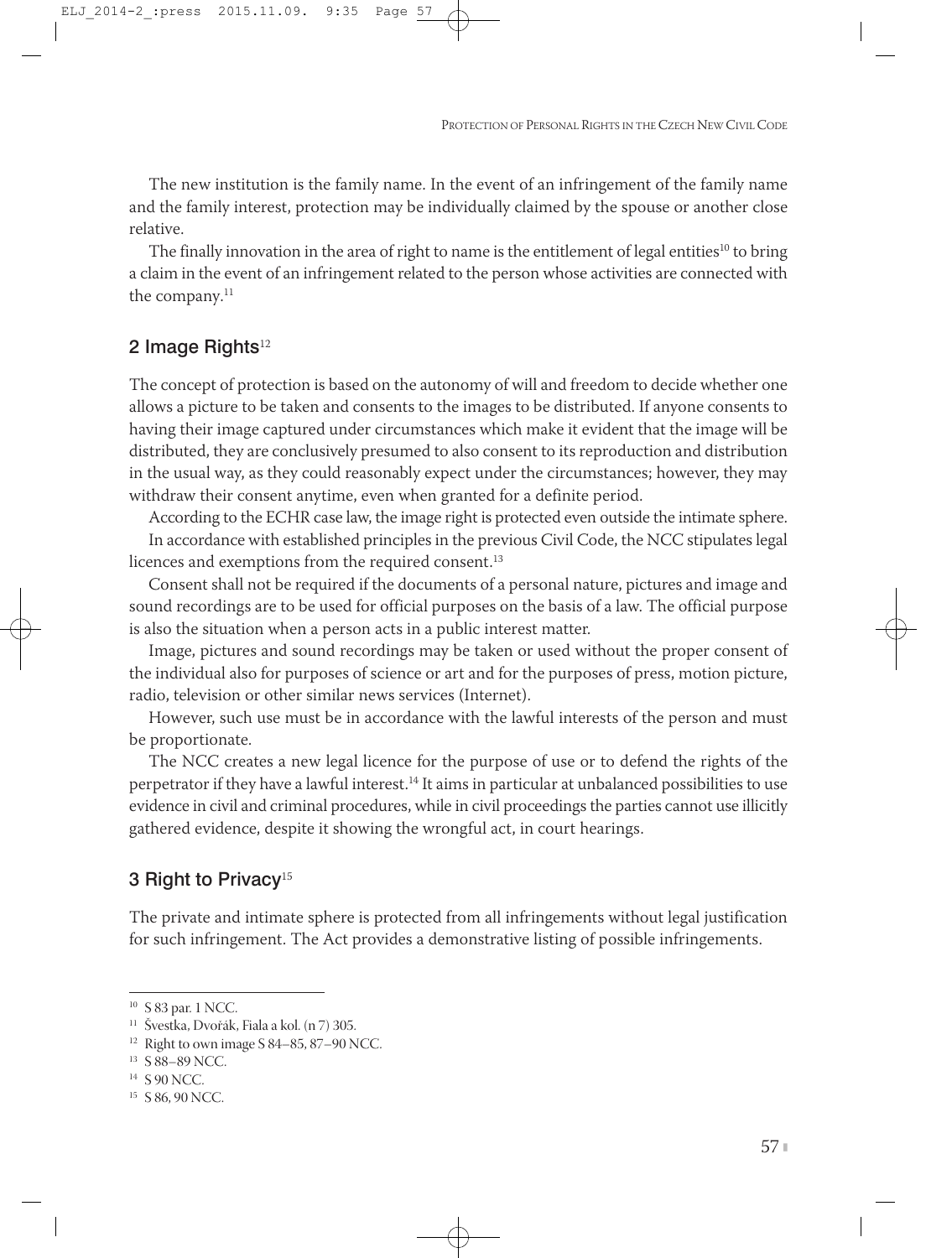The new institution is the family name. In the event of an infringement of the family name and the family interest, protection may be individually claimed by the spouse or another close relative.

The finally innovation in the area of right to name is the entitlement of legal entities[10] to bring a claim in the event of an infringement related to the person whose activities are connected with the company.[11]

## 2 Image Rights[12]

The concept of protection is based on the autonomy of will and freedom to decide whether one allows a picture to be taken and consents to the images to be distributed. If anyone consents to having their image captured under circumstances which make it evident that the image will be distributed, they are conclusively presumed to also consent to its reproduction and distribution in the usual way, as they could reasonably expect under the circumstances; however, they may withdraw their consent anytime, even when granted for a definite period.

According to the ECHR case law, the image right is protected even outside the intimate sphere.

In accordance with established principles in the previous Civil Code, the NCC stipulates legal licences and exemptions from the required consent.[13]

Consent shall not be required if the documents of a personal nature, pictures and image and sound recordings are to be used for official purposes on the basis of a law. The official purpose is also the situation when a person acts in a public interest matter.

Image, pictures and sound recordings may be taken or used without the proper consent of the individual also for purposes of science or art and for the purposes of press, motion picture, radio, television or other similar news services (Internet).

However, such use must be in accordance with the lawful interests of the person and must be proportionate.

The NCC creates a new legal licence for the purpose of use or to defend the rights of the perpetrator if they have a lawful interest.[14] It aims in particular at unbalanced possibilities to use evidence in civil and criminal procedures, while in civil proceedings the parties cannot use illicitly gathered evidence, despite it showing the wrongful act, in court hearings.

## 3 Right to Privacy[15]

The private and intimate sphere is protected from all infringements without legal justification for such infringement. The Act provides a demonstrative listing of possible infringements.

---

[10] S 83 par. 1 NCC.

[11] Švestka, Dvořák, Fiala a kol. (n 7) 305.

[12] Right to own image S 84–85, 87–90 NCC.

[13] S 88–89 NCC.

[14] S 90 NCC.

[15] S 86, 90 NCC.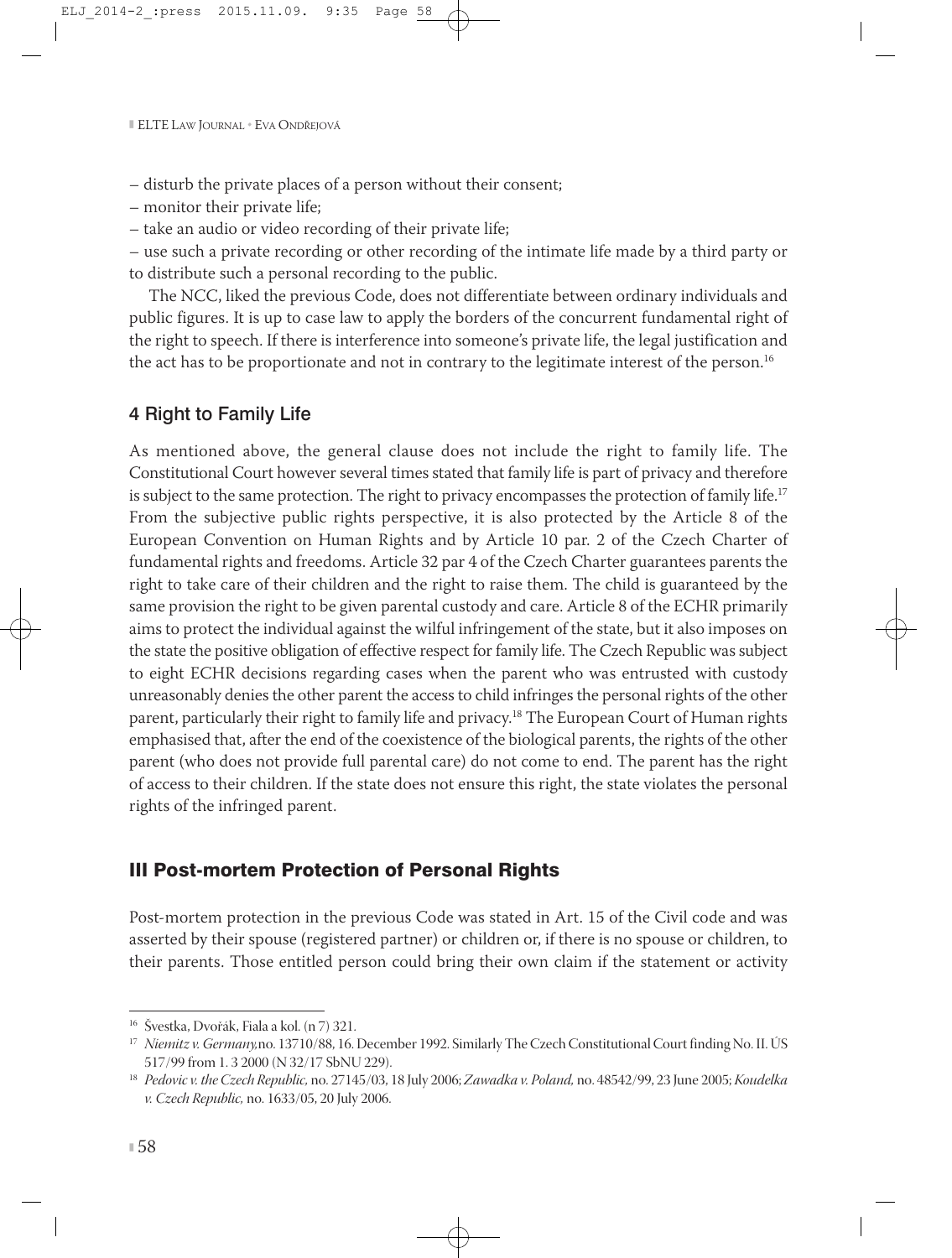– disturb the private places of a person without their consent;

– monitor their private life;

– take an audio or video recording of their private life;

– use such a private recording or other recording of the intimate life made by a third party or to distribute such a personal recording to the public.

The NCC, liked the previous Code, does not differentiate between ordinary individuals and public figures. It is up to case law to apply the borders of the concurrent fundamental right of the right to speech. If there is interference into someone's private life, the legal justification and the act has to be proportionate and not in contrary to the legitimate interest of the person.[16]

## 4 Right to Family Life

As mentioned above, the general clause does not include the right to family life. The Constitutional Court however several times stated that family life is part of privacy and therefore is subject to the same protection. The right to privacy encompasses the protection of family life.[17] From the subjective public rights perspective, it is also protected by the Article 8 of the European Convention on Human Rights and by Article 10 par. 2 of the Czech Charter of fundamental rights and freedoms. Article 32 par 4 of the Czech Charter guarantees parents the right to take care of their children and the right to raise them. The child is guaranteed by the same provision the right to be given parental custody and care. Article 8 of the ECHR primarily aims to protect the individual against the wilful infringement of the state, but it also imposes on the state the positive obligation of effective respect for family life. The Czech Republic was subject to eight ECHR decisions regarding cases when the parent who was entrusted with custody unreasonably denies the other parent the access to child infringes the personal rights of the other parent, particularly their right to family life and privacy.[18] The European Court of Human rights emphasised that, after the end of the coexistence of the biological parents, the rights of the other parent (who does not provide full parental care) do not come to end. The parent has the right of access to their children. If the state does not ensure this right, the state violates the personal rights of the infringed parent.

# III Post-mortem Protection of Personal Rights

Post-mortem protection in the previous Code was stated in Art. 15 of the Civil code and was asserted by their spouse (registered partner) or children or, if there is no spouse or children, to their parents. Those entitled person could bring their own claim if the statement or activity

---

[16] Švestka, Dvořák, Fiala a kol. (n 7) 321.

[17] *Niemitz v. Germany,*no. 13710/88, 16. December 1992. Similarly The Czech Constitutional Court finding No. II. ÚS 517/99 from 1. 3 2000 (N 32/17 SbNU 229).

[18] *Pedovic v. the Czech Republic,* no. 27145/03, 18 July 2006; *Zawadka v. Poland,* no. 48542/99, 23 June 2005; *Koudelka v. Czech Republic,* no. 1633/05, 20 July 2006.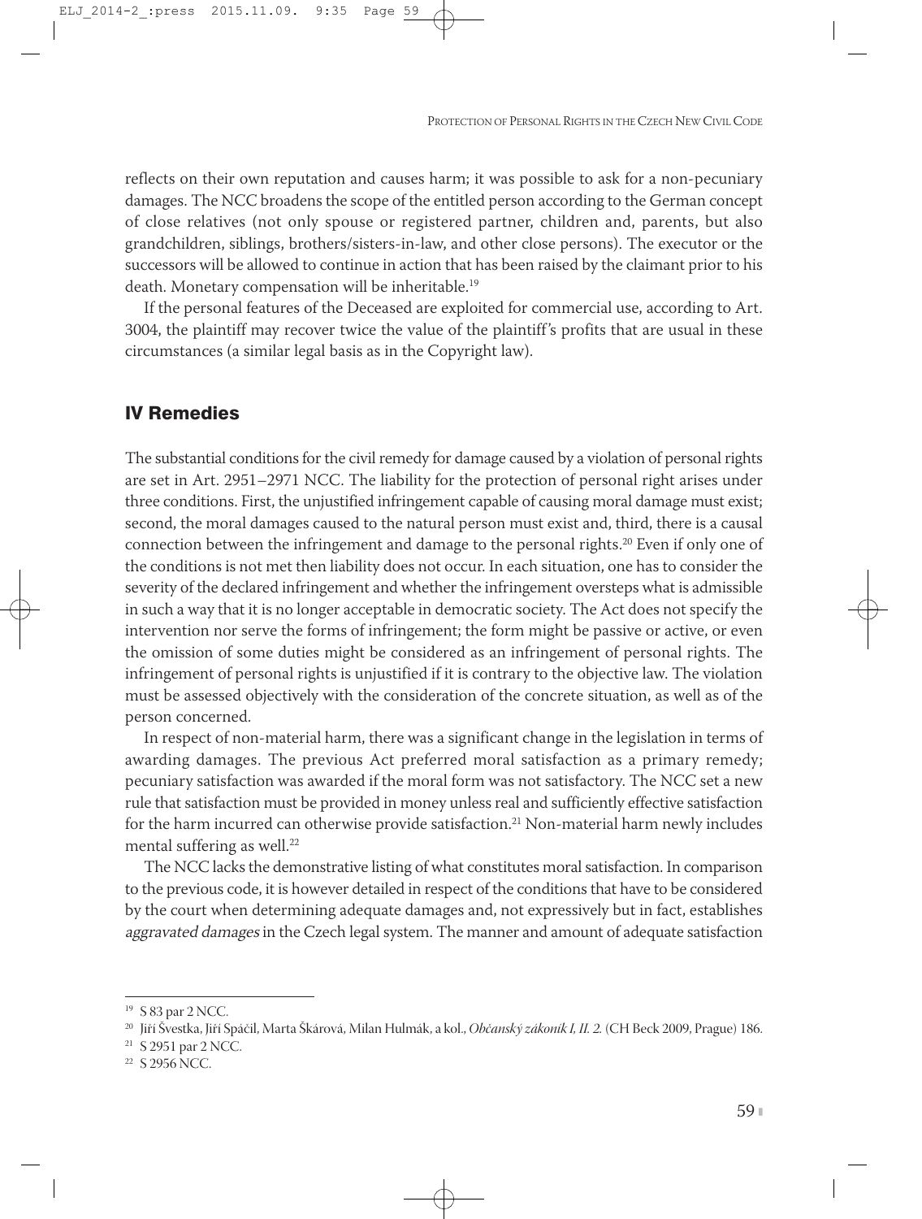reflects on their own reputation and causes harm; it was possible to ask for a non-pecuniary damages. The NCC broadens the scope of the entitled person according to the German concept of close relatives (not only spouse or registered partner, children and, parents, but also grandchildren, siblings, brothers/sisters-in-law, and other close persons). The executor or the successors will be allowed to continue in action that has been raised by the claimant prior to his death. Monetary compensation will be inheritable.[19]

If the personal features of the Deceased are exploited for commercial use, according to Art. 3004, the plaintiff may recover twice the value of the plaintiff's profits that are usual in these circumstances (a similar legal basis as in the Copyright law).

## IV Remedies

The substantial conditions for the civil remedy for damage caused by a violation of personal rights are set in Art. 2951–2971 NCC. The liability for the protection of personal right arises under three conditions. First, the unjustified infringement capable of causing moral damage must exist; second, the moral damages caused to the natural person must exist and, third, there is a causal connection between the infringement and damage to the personal rights.[20] Even if only one of the conditions is not met then liability does not occur. In each situation, one has to consider the severity of the declared infringement and whether the infringement oversteps what is admissible in such a way that it is no longer acceptable in democratic society. The Act does not specify the intervention nor serve the forms of infringement; the form might be passive or active, or even the omission of some duties might be considered as an infringement of personal rights. The infringement of personal rights is unjustified if it is contrary to the objective law. The violation must be assessed objectively with the consideration of the concrete situation, as well as of the person concerned.

In respect of non-material harm, there was a significant change in the legislation in terms of awarding damages. The previous Act preferred moral satisfaction as a primary remedy; pecuniary satisfaction was awarded if the moral form was not satisfactory. The NCC set a new rule that satisfaction must be provided in money unless real and sufficiently effective satisfaction for the harm incurred can otherwise provide satisfaction.[21] Non-material harm newly includes mental suffering as well.[22]

The NCC lacks the demonstrative listing of what constitutes moral satisfaction. In comparison to the previous code, it is however detailed in respect of the conditions that have to be considered by the court when determining adequate damages and, not expressively but in fact, establishes *aggravated damages* in the Czech legal system. The manner and amount of adequate satisfaction

---

[19] S 83 par 2 NCC.

[20] Jiří Švestka, Jiří Spáčil, Marta Škárová, Milan Hulmák, a kol., *Občanský zákoník I, II. 2.* (CH Beck 2009, Prague) 186.

[21] S 2951 par 2 NCC.

[22] S 2956 NCC.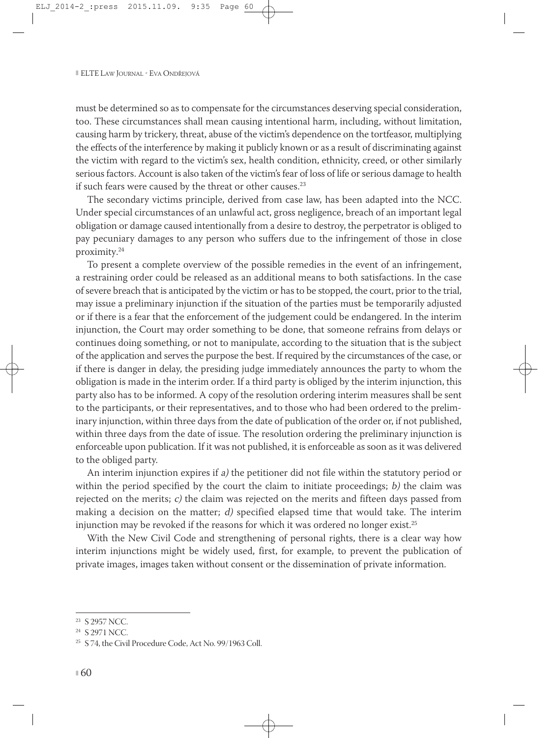must be determined so as to compensate for the circumstances deserving special consideration, too. These circumstances shall mean causing intentional harm, including, without limitation, causing harm by trickery, threat, abuse of the victim's dependence on the tortfeasor, multiplying the effects of the interference by making it publicly known or as a result of discriminating against the victim with regard to the victim's sex, health condition, ethnicity, creed, or other similarly serious factors. Account is also taken of the victim's fear of loss of life or serious damage to health if such fears were caused by the threat or other causes.[23]

The secondary victims principle, derived from case law, has been adapted into the NCC. Under special circumstances of an unlawful act, gross negligence, breach of an important legal obligation or damage caused intentionally from a desire to destroy, the perpetrator is obliged to pay pecuniary damages to any person who suffers due to the infringement of those in close proximity.[24]

To present a complete overview of the possible remedies in the event of an infringement, a restraining order could be released as an additional means to both satisfactions. In the case of severe breach that is anticipated by the victim or has to be stopped, the court, prior to the trial, may issue a preliminary injunction if the situation of the parties must be temporarily adjusted or if there is a fear that the enforcement of the judgement could be endangered. In the interim injunction, the Court may order something to be done, that someone refrains from delays or continues doing something, or not to manipulate, according to the situation that is the subject of the application and serves the purpose the best. If required by the circumstances of the case, or if there is danger in delay, the presiding judge immediately announces the party to whom the obligation is made in the interim order. If a third party is obliged by the interim injunction, this party also has to be informed. A copy of the resolution ordering interim measures shall be sent to the participants, or their representatives, and to those who had been ordered to the preliminary injunction, within three days from the date of publication of the order or, if not published, within three days from the date of issue. The resolution ordering the preliminary injunction is enforceable upon publication. If it was not published, it is enforceable as soon as it was delivered to the obliged party.

An interim injunction expires if *a)* the petitioner did not file within the statutory period or within the period specified by the court the claim to initiate proceedings; *b)* the claim was rejected on the merits; *c)* the claim was rejected on the merits and fifteen days passed from making a decision on the matter; *d)* specified elapsed time that would take. The interim injunction may be revoked if the reasons for which it was ordered no longer exist.[25]

With the New Civil Code and strengthening of personal rights, there is a clear way how interim injunctions might be widely used, first, for example, to prevent the publication of private images, images taken without consent or the dissemination of private information.

---

[23] S 2957 NCC.

[24] S 2971 NCC.

[25] S 74, the Civil Procedure Code, Act No. 99/1963 Coll.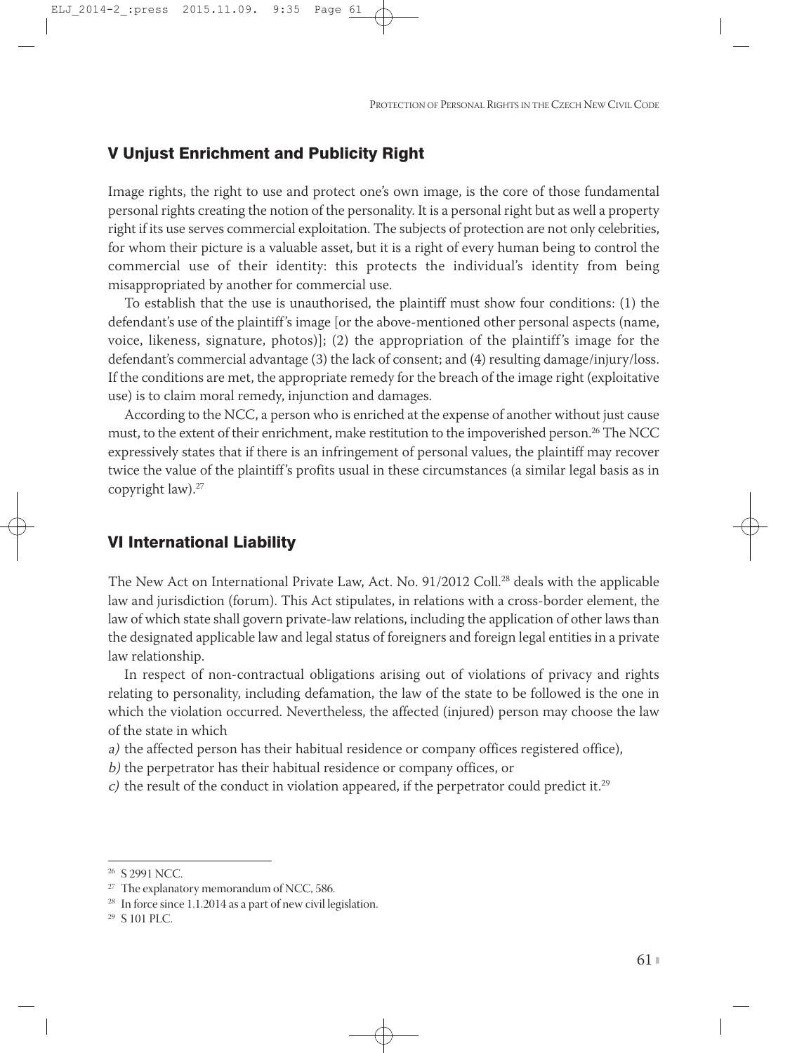## V Unjust Enrichment and Publicity Right

Image rights, the right to use and protect one's own image, is the core of those fundamental personal rights creating the notion of the personality. It is a personal right but as well a property right if its use serves commercial exploitation. The subjects of protection are not only celebrities, for whom their picture is a valuable asset, but it is a right of every human being to control the commercial use of their identity: this protects the individual's identity from being misappropriated by another for commercial use.

To establish that the use is unauthorised, the plaintiff must show four conditions: (1) the defendant's use of the plaintiff's image [or the above-mentioned other personal aspects (name, voice, likeness, signature, photos)]; (2) the appropriation of the plaintiff's image for the defendant's commercial advantage (3) the lack of consent; and (4) resulting damage/injury/loss. If the conditions are met, the appropriate remedy for the breach of the image right (exploitative use) is to claim moral remedy, injunction and damages.

According to the NCC, a person who is enriched at the expense of another without just cause must, to the extent of their enrichment, make restitution to the impoverished person.[26] The NCC expressively states that if there is an infringement of personal values, the plaintiff may recover twice the value of the plaintiff's profits usual in these circumstances (a similar legal basis as in copyright law).[27]

## VI International Liability

The New Act on International Private Law, Act. No. 91/2012 Coll.[28] deals with the applicable law and jurisdiction (forum). This Act stipulates, in relations with a cross-border element, the law of which state shall govern private-law relations, including the application of other laws than the designated applicable law and legal status of foreigners and foreign legal entities in a private law relationship.

In respect of non-contractual obligations arising out of violations of privacy and rights relating to personality, including defamation, the law of the state to be followed is the one in which the violation occurred. Nevertheless, the affected (injured) person may choose the law of the state in which

*a)* the affected person has their habitual residence or company offices registered office),
*b)* the perpetrator has their habitual residence or company offices, or
*c)* the result of the conduct in violation appeared, if the perpetrator could predict it.[29]

---

[26] S 2991 NCC.

[27] The explanatory memorandum of NCC, 586.

[28] In force since 1.1.2014 as a part of new civil legislation.

[29] S 101 PLC.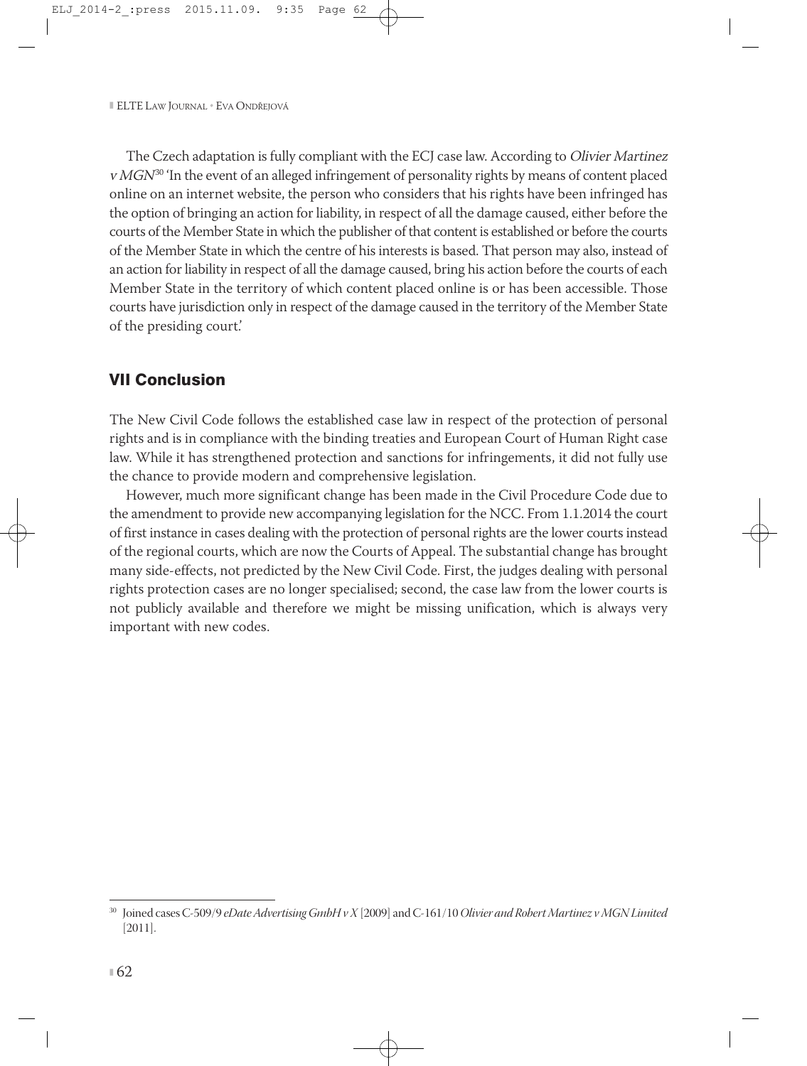The Czech adaptation is fully compliant with the ECJ case law. According to *Olivier Martinez v MGN*[30] 'In the event of an alleged infringement of personality rights by means of content placed online on an internet website, the person who considers that his rights have been infringed has the option of bringing an action for liability, in respect of all the damage caused, either before the courts of the Member State in which the publisher of that content is established or before the courts of the Member State in which the centre of his interests is based. That person may also, instead of an action for liability in respect of all the damage caused, bring his action before the courts of each Member State in the territory of which content placed online is or has been accessible. Those courts have jurisdiction only in respect of the damage caused in the territory of the Member State of the presiding court.'

## VII Conclusion

The New Civil Code follows the established case law in respect of the protection of personal rights and is in compliance with the binding treaties and European Court of Human Right case law. While it has strengthened protection and sanctions for infringements, it did not fully use the chance to provide modern and comprehensive legislation.

However, much more significant change has been made in the Civil Procedure Code due to the amendment to provide new accompanying legislation for the NCC. From 1.1.2014 the court of first instance in cases dealing with the protection of personal rights are the lower courts instead of the regional courts, which are now the Courts of Appeal. The substantial change has brought many side-effects, not predicted by the New Civil Code. First, the judges dealing with personal rights protection cases are no longer specialised; second, the case law from the lower courts is not publicly available and therefore we might be missing unification, which is always very important with new codes.

[30] Joined cases C-509/9 *eDate Advertising GmbH v X* [2009] and C-161/10 *Olivier and Robert Martinez v MGN Limited* [2011].